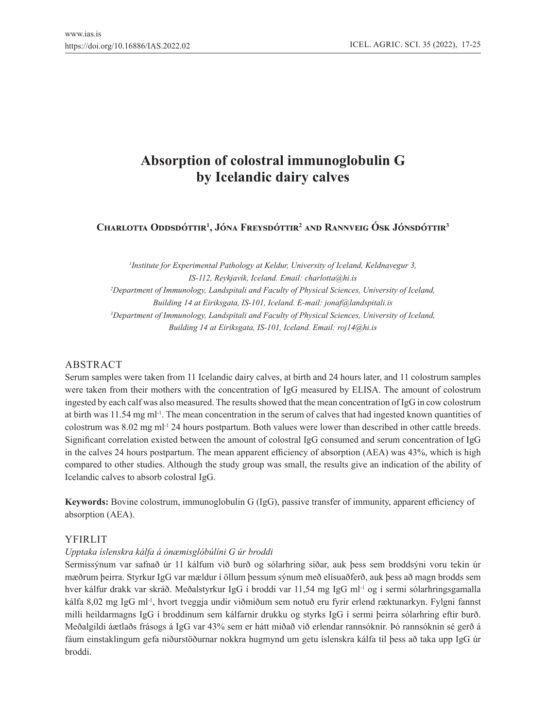# Absorption of colostral immunoglobulin G by Icelandic dairy calves

**Charlotta Oddsdóttir[1], Jóna Freysdóttir[2] and Rannveig Ósk Jónsdóttir[3]**

*[1]Institute for Experimental Pathology at Keldur, University of Iceland, Keldnavegur 3, IS-112, Reykjavík, Iceland. Email: charlotta@hi.is*
*[2]Department of Immunology, Landspitali and Faculty of Physical Sciences, University of Iceland, Building 14 at Eiriksgata, IS-101, Iceland. E-mail: jonaf@landspitali.is*
*[3]Department of Immunology, Landspitali and Faculty of Physical Sciences, University of Iceland, Building 14 at Eiriksgata, IS-101, Iceland. Email: roj14@hi.is*

## ABSTRACT

Serum samples were taken from 11 Icelandic dairy calves, at birth and 24 hours later, and 11 colostrum samples were taken from their mothers with the concentration of IgG measured by ELISA. The amount of colostrum ingested by each calf was also measured. The results showed that the mean concentration of IgG in cow colostrum at birth was 11.54 mg $ml^{-1}$. The mean concentration in the serum of calves that had ingested known quantities of colostrum was 8.02 mg $ml^{-1}$ 24 hours postpartum. Both values were lower than described in other cattle breeds. Significant correlation existed between the amount of colostral IgG consumed and serum concentration of IgG in the calves 24 hours postpartum. The mean apparent efficiency of absorption (AEA) was 43%, which is high compared to other studies. Although the study group was small, the results give an indication of the ability of Icelandic calves to absorb colostral IgG.

**Keywords:** Bovine colostrum, immunoglobulin G (IgG), passive transfer of immunity, apparent efficiency of absorption (AEA).

## YFIRLIT

*Upptaka íslenskra kálfa á ónæmisglóbúlíni G úr broddi*

Sermissýnum var safnað úr 11 kálfum við burð og sólarhring síðar, auk þess sem broddsýni voru tekin úr mæðrum þeirra. Styrkur IgG var mældur í öllum þessum sýnum með elísuaðferð, auk þess að magn brodds sem hver kálfur drakk var skráð. Meðalstyrkur IgG í broddi var 11,54 mg IgG $ml^{-1}$ og í sermi sólarhringsgamalla kálfa 8,02 mg IgG $ml^{-1}$, hvort tveggja undir viðmiðum sem notuð eru fyrir erlend ræktunarkyn. Fylgni fannst milli heildarmagns IgG í broddinum sem kálfarnir drukku og styrks IgG í sermi þeirra sólarhring eftir burð. Meðalgildi áætlaðs frásogs á IgG var 43% sem er hátt miðað við erlendar rannsóknir. Þó rannsóknin sé gerð á fáum einstaklingum gefa niðurstöðurnar nokkra hugmynd um getu íslenskra kálfa til þess að taka upp IgG úr broddi.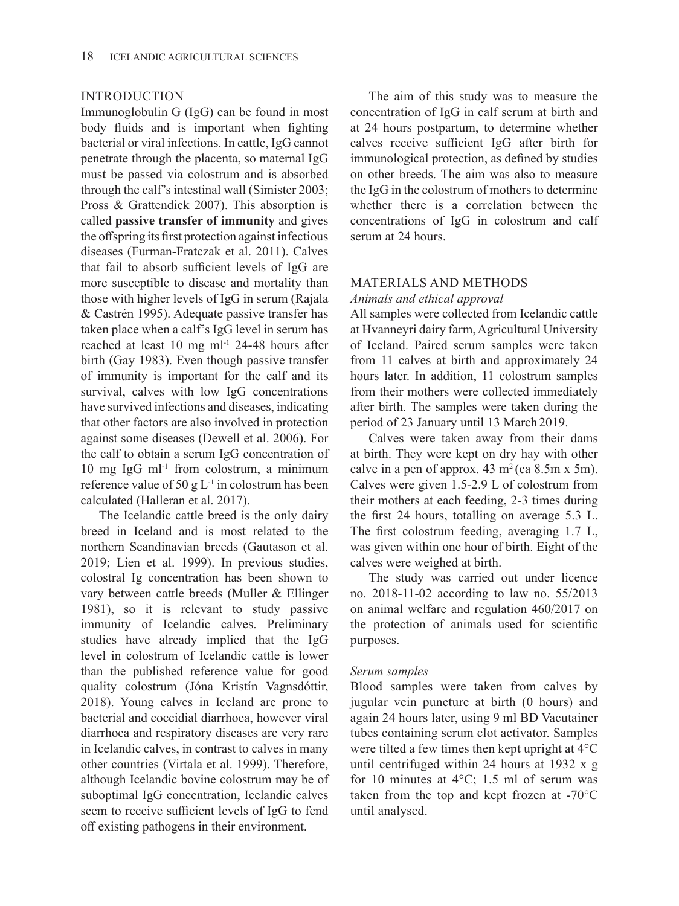## INTRODUCTION

Immunoglobulin G (IgG) can be found in most body fluids and is important when fighting bacterial or viral infections. In cattle, IgG cannot penetrate through the placenta, so maternal IgG must be passed via colostrum and is absorbed through the calf's intestinal wall (Simister 2003; Pross & Grattendick 2007). This absorption is called **passive transfer of immunity** and gives the offspring its first protection against infectious diseases (Furman-Fratczak et al. 2011). Calves that fail to absorb sufficient levels of IgG are more susceptible to disease and mortality than those with higher levels of IgG in serum (Rajala & Castrén 1995). Adequate passive transfer has taken place when a calf's IgG level in serum has reached at least 10 mg $ml^{-1}$ 24-48 hours after birth (Gay 1983). Even though passive transfer of immunity is important for the calf and its survival, calves with low IgG concentrations have survived infections and diseases, indicating that other factors are also involved in protection against some diseases (Dewell et al. 2006). For the calf to obtain a serum IgG concentration of 10 mg IgG $ml^{-1}$ from colostrum, a minimum reference value of 50 g $L^{-1}$ in colostrum has been calculated (Halleran et al. 2017).

The Icelandic cattle breed is the only dairy breed in Iceland and is most related to the northern Scandinavian breeds (Gautason et al. 2019; Lien et al. 1999). In previous studies, colostral Ig concentration has been shown to vary between cattle breeds (Muller & Ellinger 1981), so it is relevant to study passive immunity of Icelandic calves. Preliminary studies have already implied that the IgG level in colostrum of Icelandic cattle is lower than the published reference value for good quality colostrum (Jóna Kristín Vagnsdóttir, 2018). Young calves in Iceland are prone to bacterial and coccidial diarrhoea, however viral diarrhoea and respiratory diseases are very rare in Icelandic calves, in contrast to calves in many other countries (Virtala et al. 1999). Therefore, although Icelandic bovine colostrum may be of suboptimal IgG concentration, Icelandic calves seem to receive sufficient levels of IgG to fend off existing pathogens in their environment.

The aim of this study was to measure the concentration of IgG in calf serum at birth and at 24 hours postpartum, to determine whether calves receive sufficient IgG after birth for immunological protection, as defined by studies on other breeds. The aim was also to measure the IgG in the colostrum of mothers to determine whether there is a correlation between the concentrations of IgG in colostrum and calf serum at 24 hours.

## MATERIALS AND METHODS

### *Animals and ethical approval*

All samples were collected from Icelandic cattle at Hvanneyri dairy farm, Agricultural University of Iceland. Paired serum samples were taken from 11 calves at birth and approximately 24 hours later. In addition, 11 colostrum samples from their mothers were collected immediately after birth. The samples were taken during the period of 23 January until 13 March 2019.

Calves were taken away from their dams at birth. They were kept on dry hay with other calve in a pen of approx. 43 $m^2$ (ca 8.5m x 5m). Calves were given 1.5-2.9 L of colostrum from their mothers at each feeding, 2-3 times during the first 24 hours, totalling on average 5.3 L. The first colostrum feeding, averaging 1.7 L, was given within one hour of birth. Eight of the calves were weighed at birth.

The study was carried out under licence no. 2018-11-02 according to law no. 55/2013 on animal welfare and regulation 460/2017 on the protection of animals used for scientific purposes.

### *Serum samples*

Blood samples were taken from calves by jugular vein puncture at birth (0 hours) and again 24 hours later, using 9 ml BD Vacutainer tubes containing serum clot activator. Samples were tilted a few times then kept upright at 4°C until centrifuged within 24 hours at 1932 x g for 10 minutes at 4°C; 1.5 ml of serum was taken from the top and kept frozen at -70°C until analysed.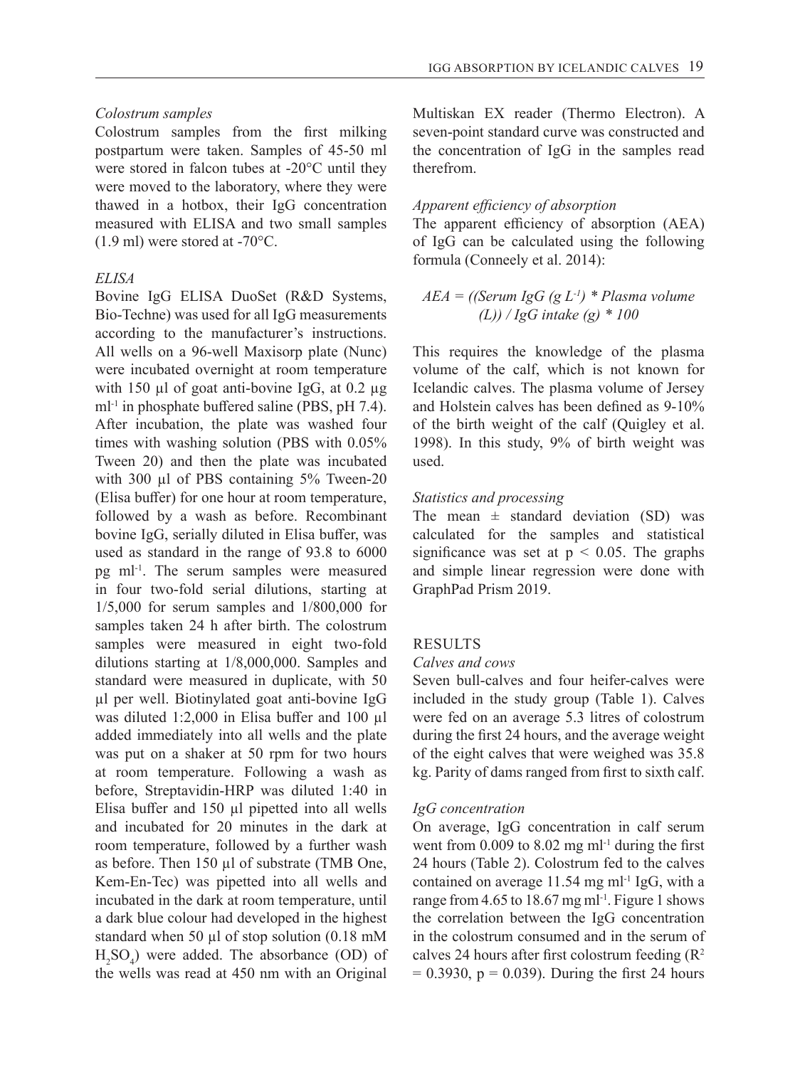*Colostrum samples*

Colostrum samples from the first milking postpartum were taken. Samples of 45-50 ml were stored in falcon tubes at -20°C until they were moved to the laboratory, where they were thawed in a hotbox, their IgG concentration measured with ELISA and two small samples (1.9 ml) were stored at -70°C.

*ELISA*

Bovine IgG ELISA DuoSet (R&D Systems, Bio-Techne) was used for all IgG measurements according to the manufacturer's instructions. All wells on a 96-well Maxisorp plate (Nunc) were incubated overnight at room temperature with 150 µl of goat anti-bovine IgG, at 0.2 µg $ml^{-1}$ in phosphate buffered saline (PBS, pH 7.4). After incubation, the plate was washed four times with washing solution (PBS with 0.05% Tween 20) and then the plate was incubated with 300 µl of PBS containing 5% Tween-20 (Elisa buffer) for one hour at room temperature, followed by a wash as before. Recombinant bovine IgG, serially diluted in Elisa buffer, was used as standard in the range of 93.8 to 6000 pg $ml^{-1}$. The serum samples were measured in four two-fold serial dilutions, starting at 1/5,000 for serum samples and 1/800,000 for samples taken 24 h after birth. The colostrum samples were measured in eight two-fold dilutions starting at 1/8,000,000. Samples and standard were measured in duplicate, with 50 µl per well. Biotinylated goat anti-bovine IgG was diluted 1:2,000 in Elisa buffer and 100 µl added immediately into all wells and the plate was put on a shaker at 50 rpm for two hours at room temperature. Following a wash as before, Streptavidin-HRP was diluted 1:40 in Elisa buffer and 150 µl pipetted into all wells and incubated for 20 minutes in the dark at room temperature, followed by a further wash as before. Then 150 µl of substrate (TMB One, Kem-En-Tec) was pipetted into all wells and incubated in the dark at room temperature, until a dark blue colour had developed in the highest standard when 50 µl of stop solution (0.18 mM $H_2SO_4$) were added. The absorbance (OD) of the wells was read at 450 nm with an Original Multiskan EX reader (Thermo Electron). A seven-point standard curve was constructed and the concentration of IgG in the samples read therefrom.

*Apparent efficiency of absorption*

The apparent efficiency of absorption (AEA) of IgG can be calculated using the following formula (Conneely et al. 2014):

$$AEA = ((\text{Serum IgG } (g\ L^{-1}) * \text{Plasma volume } (L)) / \text{IgG intake } (g) * 100$$

This requires the knowledge of the plasma volume of the calf, which is not known for Icelandic calves. The plasma volume of Jersey and Holstein calves has been defined as 9-10% of the birth weight of the calf (Quigley et al. 1998). In this study, 9% of birth weight was used.

*Statistics and processing*

The mean ± standard deviation (SD) was calculated for the samples and statistical significance was set at $p < 0.05$. The graphs and simple linear regression were done with GraphPad Prism 2019.

## RESULTS

*Calves and cows*

Seven bull-calves and four heifer-calves were included in the study group (Table 1). Calves were fed on an average 5.3 litres of colostrum during the first 24 hours, and the average weight of the eight calves that were weighed was 35.8 kg. Parity of dams ranged from first to sixth calf.

*IgG concentration*

On average, IgG concentration in calf serum went from 0.009 to 8.02 mg $ml^{-1}$ during the first 24 hours (Table 2). Colostrum fed to the calves contained on average 11.54 mg $ml^{-1}$ IgG, with a range from 4.65 to 18.67 mg $ml^{-1}$. Figure 1 shows the correlation between the IgG concentration in the colostrum consumed and in the serum of calves 24 hours after first colostrum feeding ($R^2 = 0.3930$, $p = 0.039$). During the first 24 hours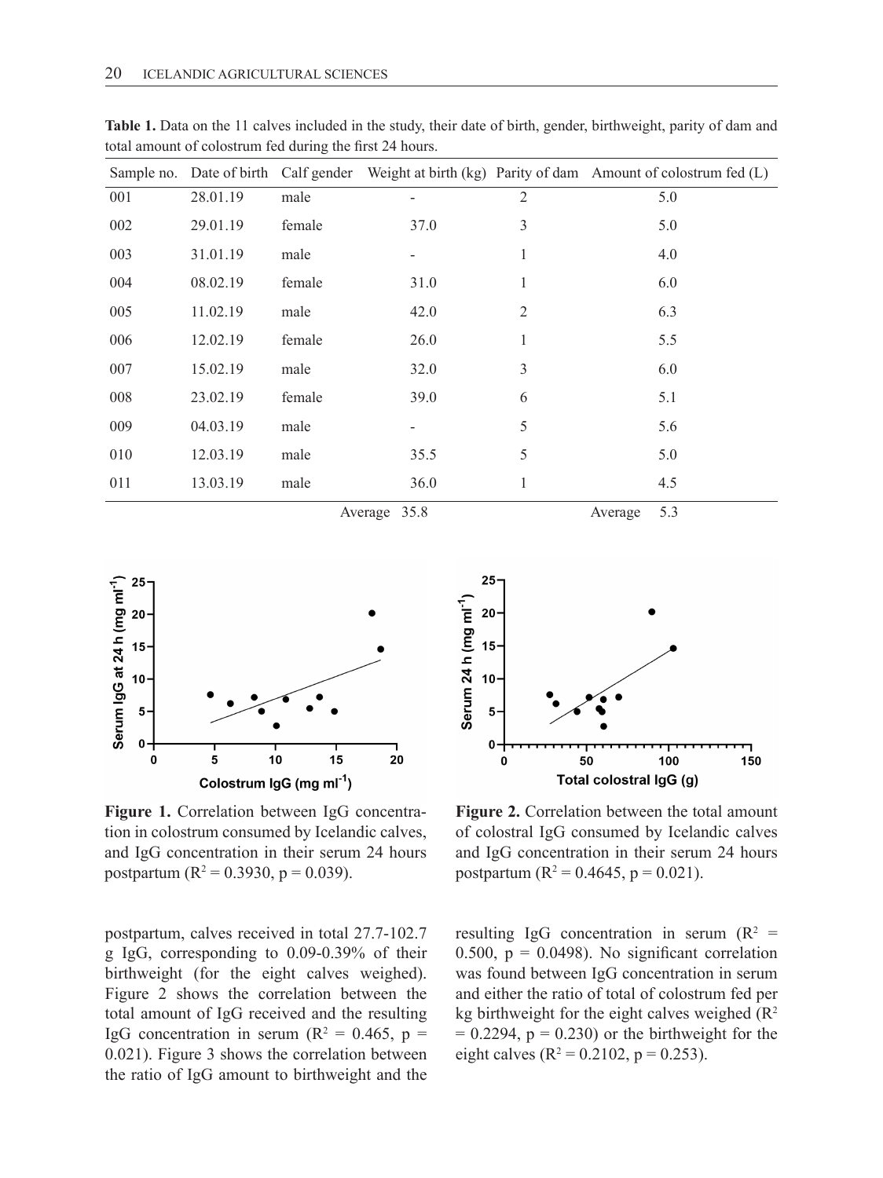**Table 1.** Data on the 11 calves included in the study, their date of birth, gender, birthweight, parity of dam and total amount of colostrum fed during the first 24 hours.

| Sample no. | Date of birth | Calf gender | Weight at birth (kg) | Parity of dam | Amount of colostrum fed (L) |
|---|---|---|---|---|---|
| 001 | 28.01.19 | male | - | 2 | 5.0 |
| 002 | 29.01.19 | female | 37.0 | 3 | 5.0 |
| 003 | 31.01.19 | male | - | 1 | 4.0 |
| 004 | 08.02.19 | female | 31.0 | 1 | 6.0 |
| 005 | 11.02.19 | male | 42.0 | 2 | 6.3 |
| 006 | 12.02.19 | female | 26.0 | 1 | 5.5 |
| 007 | 15.02.19 | male | 32.0 | 3 | 6.0 |
| 008 | 23.02.19 | female | 39.0 | 6 | 5.1 |
| 009 | 04.03.19 | male | - | 5 | 5.6 |
| 010 | 12.03.19 | male | 35.5 | 5 | 5.0 |
| 011 | 13.03.19 | male | 36.0 | 1 | 4.5 |
| | | | Average 35.8 | | Average 5.3 |

**Figure 1.** Correlation between IgG concentration in colostrum consumed by Icelandic calves, and IgG concentration in their serum 24 hours postpartum ($R^2 = 0.3930$, $p = 0.039$).

**Figure 2.** Correlation between the total amount of colostral IgG consumed by Icelandic calves and IgG concentration in their serum 24 hours postpartum ($R^2 = 0.4645$, $p = 0.021$).

postpartum, calves received in total 27.7-102.7 g IgG, corresponding to 0.09-0.39% of their birthweight (for the eight calves weighed). Figure 2 shows the correlation between the total amount of IgG received and the resulting IgG concentration in serum ($R^2 = 0.465$, $p = 0.021$). Figure 3 shows the correlation between the ratio of IgG amount to birthweight and the resulting IgG concentration in serum ($R^2 = 0.500$, $p = 0.0498$). No significant correlation was found between IgG concentration in serum and either the ratio of total of colostrum fed per kg birthweight for the eight calves weighed ($R^2 = 0.2294$, $p = 0.230$) or the birthweight for the eight calves ($R^2 = 0.2102$, $p = 0.253$).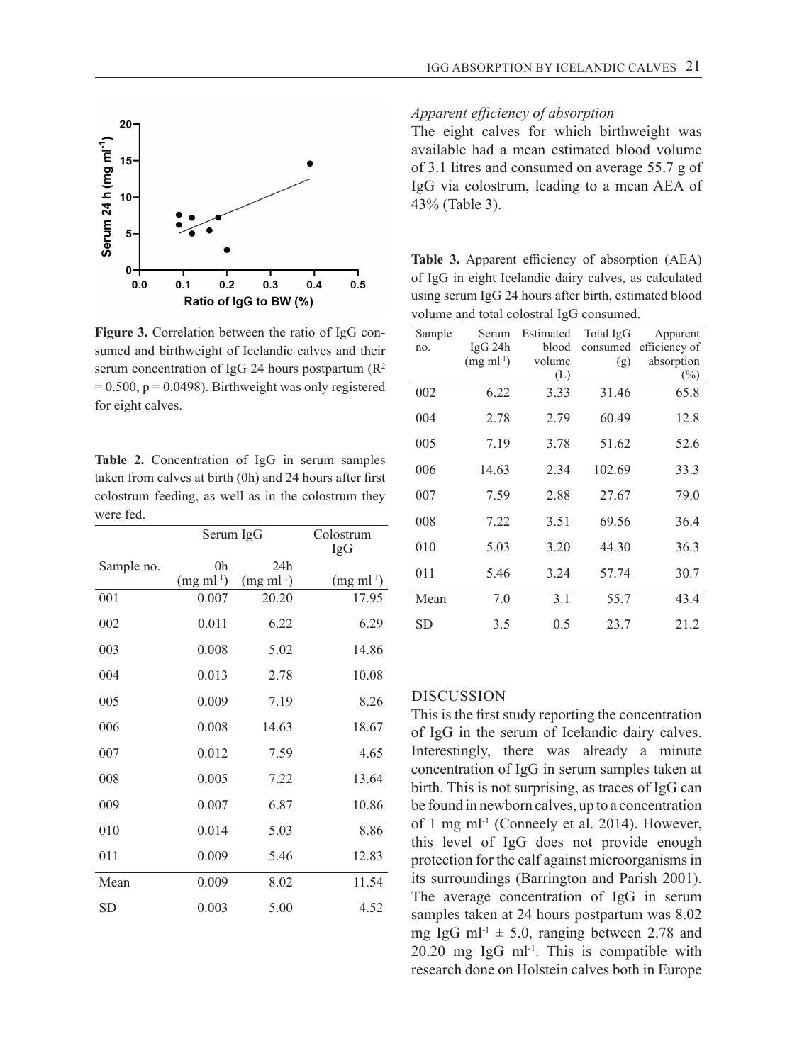Figure 3. Correlation between the ratio of IgG consumed and birthweight of Icelandic calves and their serum concentration of IgG 24 hours postpartum ($R^2 = 0.500$, $p = 0.0498$). Birthweight was only registered for eight calves.

**Table 2.** Concentration of IgG in serum samples taken from calves at birth (0h) and 24 hours after first colostrum feeding, as well as in the colostrum they were fed.

| | Serum IgG | | Colostrum IgG |
|---|---|---|---|
| Sample no. | 0h (mg ml$^{-1}$) | 24h (mg ml$^{-1}$) | (mg ml$^{-1}$) |
| 001 | 0.007 | 20.20 | 17.95 |
| 002 | 0.011 | 6.22 | 6.29 |
| 003 | 0.008 | 5.02 | 14.86 |
| 004 | 0.013 | 2.78 | 10.08 |
| 005 | 0.009 | 7.19 | 8.26 |
| 006 | 0.008 | 14.63 | 18.67 |
| 007 | 0.012 | 7.59 | 4.65 |
| 008 | 0.005 | 7.22 | 13.64 |
| 009 | 0.007 | 6.87 | 10.86 |
| 010 | 0.014 | 5.03 | 8.86 |
| 011 | 0.009 | 5.46 | 12.83 |
| Mean | 0.009 | 8.02 | 11.54 |
| SD | 0.003 | 5.00 | 4.52 |

*Apparent efficiency of absorption*

The eight calves for which birthweight was available had a mean estimated blood volume of 3.1 litres and consumed on average 55.7 g of IgG via colostrum, leading to a mean AEA of 43% (Table 3).

**Table 3.** Apparent efficiency of absorption (AEA) of IgG in eight Icelandic dairy calves, as calculated using serum IgG 24 hours after birth, estimated blood volume and total colostral IgG consumed.

| Sample no. | Serum IgG 24h (mg ml$^{-1}$) | Estimated blood volume (L) | Total IgG consumed (g) | Apparent efficiency of absorption (%) |
|---|---|---|---|---|
| 002 | 6.22 | 3.33 | 31.46 | 65.8 |
| 004 | 2.78 | 2.79 | 60.49 | 12.8 |
| 005 | 7.19 | 3.78 | 51.62 | 52.6 |
| 006 | 14.63 | 2.34 | 102.69 | 33.3 |
| 007 | 7.59 | 2.88 | 27.67 | 79.0 |
| 008 | 7.22 | 3.51 | 69.56 | 36.4 |
| 010 | 5.03 | 3.20 | 44.30 | 36.3 |
| 011 | 5.46 | 3.24 | 57.74 | 30.7 |
| Mean | 7.0 | 3.1 | 55.7 | 43.4 |
| SD | 3.5 | 0.5 | 23.7 | 21.2 |

## DISCUSSION

This is the first study reporting the concentration of IgG in the serum of Icelandic dairy calves. Interestingly, there was already a minute concentration of IgG in serum samples taken at birth. This is not surprising, as traces of IgG can be found in newborn calves, up to a concentration of 1 mg ml$^{-1}$ (Conneely et al. 2014). However, this level of IgG does not provide enough protection for the calf against microorganisms in its surroundings (Barrington and Parish 2001). The average concentration of IgG in serum samples taken at 24 hours postpartum was 8.02 mg IgG ml$^{-1}$ ± 5.0, ranging between 2.78 and 20.20 mg IgG ml$^{-1}$. This is compatible with research done on Holstein calves both in Europe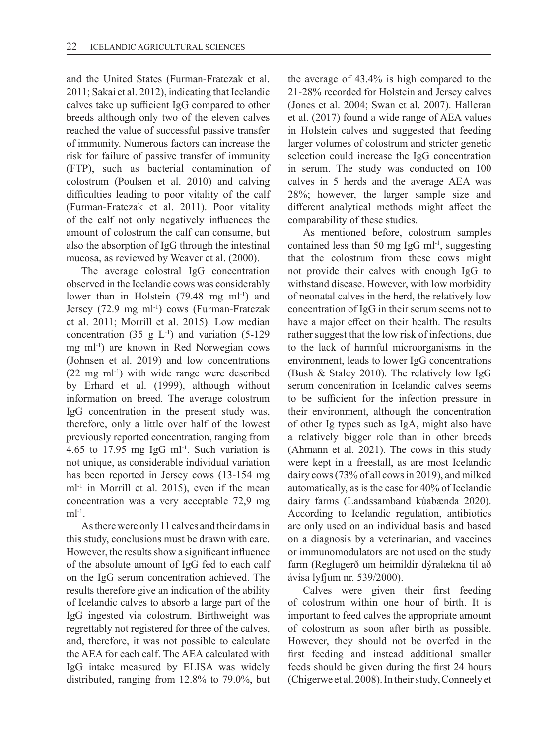and the United States (Furman-Fratczak et al. 2011; Sakai et al. 2012), indicating that Icelandic calves take up sufficient IgG compared to other breeds although only two of the eleven calves reached the value of successful passive transfer of immunity. Numerous factors can increase the risk for failure of passive transfer of immunity (FTP), such as bacterial contamination of colostrum (Poulsen et al. 2010) and calving difficulties leading to poor vitality of the calf (Furman-Fratczak et al. 2011). Poor vitality of the calf not only negatively influences the amount of colostrum the calf can consume, but also the absorption of IgG through the intestinal mucosa, as reviewed by Weaver et al. (2000).

The average colostral IgG concentration observed in the Icelandic cows was considerably lower than in Holstein (79.48 mg $ml^{-1}$) and Jersey (72.9 mg $ml^{-1}$) cows (Furman-Fratczak et al. 2011; Morrill et al. 2015). Low median concentration (35 g $L^{-1}$) and variation (5-129 mg $ml^{-1}$) are known in Red Norwegian cows (Johnsen et al. 2019) and low concentrations (22 mg $ml^{-1}$) with wide range were described by Erhard et al. (1999), although without information on breed. The average colostrum IgG concentration in the present study was, therefore, only a little over half of the lowest previously reported concentration, ranging from 4.65 to 17.95 mg IgG $ml^{-1}$. Such variation is not unique, as considerable individual variation has been reported in Jersey cows (13-154 mg $ml^{-1}$ in Morrill et al. 2015), even if the mean concentration was a very acceptable 72,9 mg $ml^{-1}$.

As there were only 11 calves and their dams in this study, conclusions must be drawn with care. However, the results show a significant influence of the absolute amount of IgG fed to each calf on the IgG serum concentration achieved. The results therefore give an indication of the ability of Icelandic calves to absorb a large part of the IgG ingested via colostrum. Birthweight was regrettably not registered for three of the calves, and, therefore, it was not possible to calculate the AEA for each calf. The AEA calculated with IgG intake measured by ELISA was widely distributed, ranging from 12.8% to 79.0%, but the average of 43.4% is high compared to the 21-28% recorded for Holstein and Jersey calves (Jones et al. 2004; Swan et al. 2007). Halleran et al. (2017) found a wide range of AEA values in Holstein calves and suggested that feeding larger volumes of colostrum and stricter genetic selection could increase the IgG concentration in serum. The study was conducted on 100 calves in 5 herds and the average AEA was 28%; however, the larger sample size and different analytical methods might affect the comparability of these studies.

As mentioned before, colostrum samples contained less than 50 mg IgG $ml^{-1}$, suggesting that the colostrum from these cows might not provide their calves with enough IgG to withstand disease. However, with low morbidity of neonatal calves in the herd, the relatively low concentration of IgG in their serum seems not to have a major effect on their health. The results rather suggest that the low risk of infections, due to the lack of harmful microorganisms in the environment, leads to lower IgG concentrations (Bush & Staley 2010). The relatively low IgG serum concentration in Icelandic calves seems to be sufficient for the infection pressure in their environment, although the concentration of other Ig types such as IgA, might also have a relatively bigger role than in other breeds (Ahmann et al. 2021). The cows in this study were kept in a freestall, as are most Icelandic dairy cows (73% of all cows in 2019), and milked automatically, as is the case for 40% of Icelandic dairy farms (Landssamband kúabænda 2020). According to Icelandic regulation, antibiotics are only used on an individual basis and based on a diagnosis by a veterinarian, and vaccines or immunomodulators are not used on the study farm (Reglugerð um heimildir dýralækna til að ávísa lyfjum nr. 539/2000).

Calves were given their first feeding of colostrum within one hour of birth. It is important to feed calves the appropriate amount of colostrum as soon after birth as possible. However, they should not be overfed in the first feeding and instead additional smaller feeds should be given during the first 24 hours (Chigerwe et al. 2008). In their study, Conneely et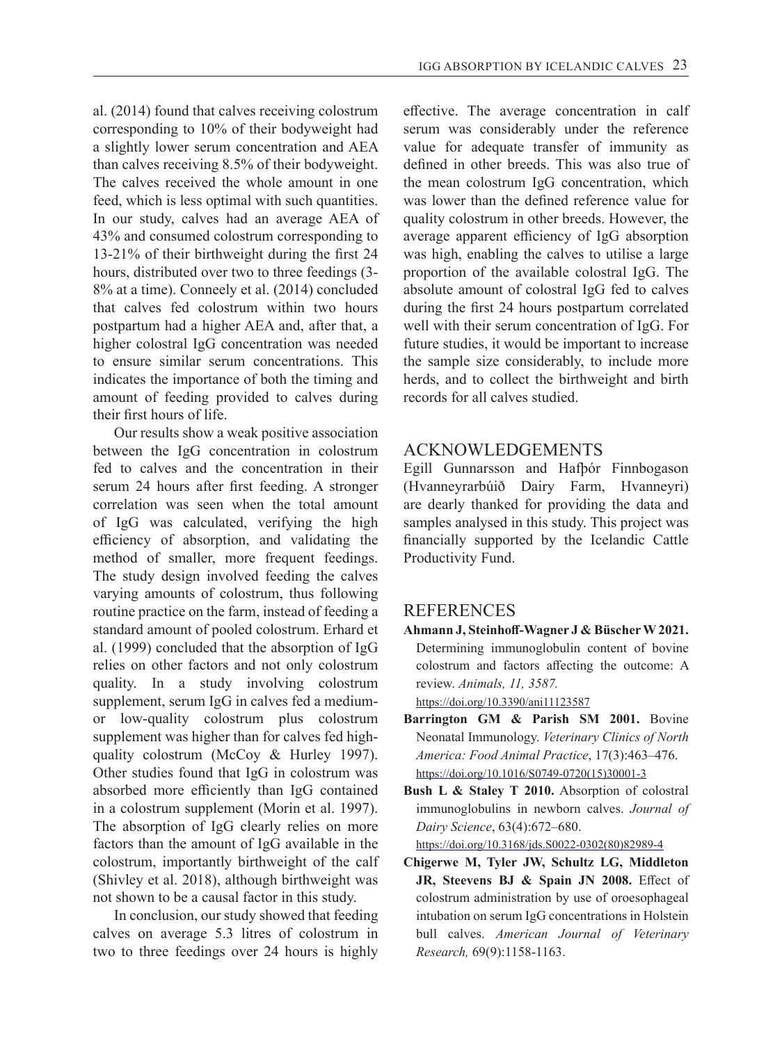al. (2014) found that calves receiving colostrum corresponding to 10% of their bodyweight had a slightly lower serum concentration and AEA than calves receiving 8.5% of their bodyweight. The calves received the whole amount in one feed, which is less optimal with such quantities. In our study, calves had an average AEA of 43% and consumed colostrum corresponding to 13-21% of their birthweight during the first 24 hours, distributed over two to three feedings (3-8% at a time). Conneely et al. (2014) concluded that calves fed colostrum within two hours postpartum had a higher AEA and, after that, a higher colostral IgG concentration was needed to ensure similar serum concentrations. This indicates the importance of both the timing and amount of feeding provided to calves during their first hours of life.

Our results show a weak positive association between the IgG concentration in colostrum fed to calves and the concentration in their serum 24 hours after first feeding. A stronger correlation was seen when the total amount of IgG was calculated, verifying the high efficiency of absorption, and validating the method of smaller, more frequent feedings. The study design involved feeding the calves varying amounts of colostrum, thus following routine practice on the farm, instead of feeding a standard amount of pooled colostrum. Erhard et al. (1999) concluded that the absorption of IgG relies on other factors and not only colostrum quality. In a study involving colostrum supplement, serum IgG in calves fed a medium- or low-quality colostrum plus colostrum supplement was higher than for calves fed high-quality colostrum (McCoy & Hurley 1997). Other studies found that IgG in colostrum was absorbed more efficiently than IgG contained in a colostrum supplement (Morin et al. 1997). The absorption of IgG clearly relies on more factors than the amount of IgG available in the colostrum, importantly birthweight of the calf (Shivley et al. 2018), although birthweight was not shown to be a causal factor in this study.

In conclusion, our study showed that feeding calves on average 5.3 litres of colostrum in two to three feedings over 24 hours is highly effective. The average concentration in calf serum was considerably under the reference value for adequate transfer of immunity as defined in other breeds. This was also true of the mean colostrum IgG concentration, which was lower than the defined reference value for quality colostrum in other breeds. However, the average apparent efficiency of IgG absorption was high, enabling the calves to utilise a large proportion of the available colostral IgG. The absolute amount of colostral IgG fed to calves during the first 24 hours postpartum correlated well with their serum concentration of IgG. For future studies, it would be important to increase the sample size considerably, to include more herds, and to collect the birthweight and birth records for all calves studied.

## ACKNOWLEDGEMENTS

Egill Gunnarsson and Hafþór Finnbogason (Hvanneyrarbúið Dairy Farm, Hvanneyri) are dearly thanked for providing the data and samples analysed in this study. This project was financially supported by the Icelandic Cattle Productivity Fund.

## REFERENCES

**Ahmann J, Steinhoff-Wagner J & Büscher W 2021.** Determining immunoglobulin content of bovine colostrum and factors affecting the outcome: A review. *Animals, 11, 3587.* https://doi.org/10.3390/ani11123587

**Barrington GM & Parish SM 2001.** Bovine Neonatal Immunology. *Veterinary Clinics of North America: Food Animal Practice*, 17(3):463–476. https://doi.org/10.1016/S0749-0720(15)30001-3

**Bush L & Staley T 2010.** Absorption of colostral immunoglobulins in newborn calves. *Journal of Dairy Science*, 63(4):672–680. https://doi.org/10.3168/jds.S0022-0302(80)82989-4

**Chigerwe M, Tyler JW, Schultz LG, Middleton JR, Steevens BJ & Spain JN 2008.** Effect of colostrum administration by use of oroesophageal intubation on serum IgG concentrations in Holstein bull calves. *American Journal of Veterinary Research,* 69(9):1158-1163.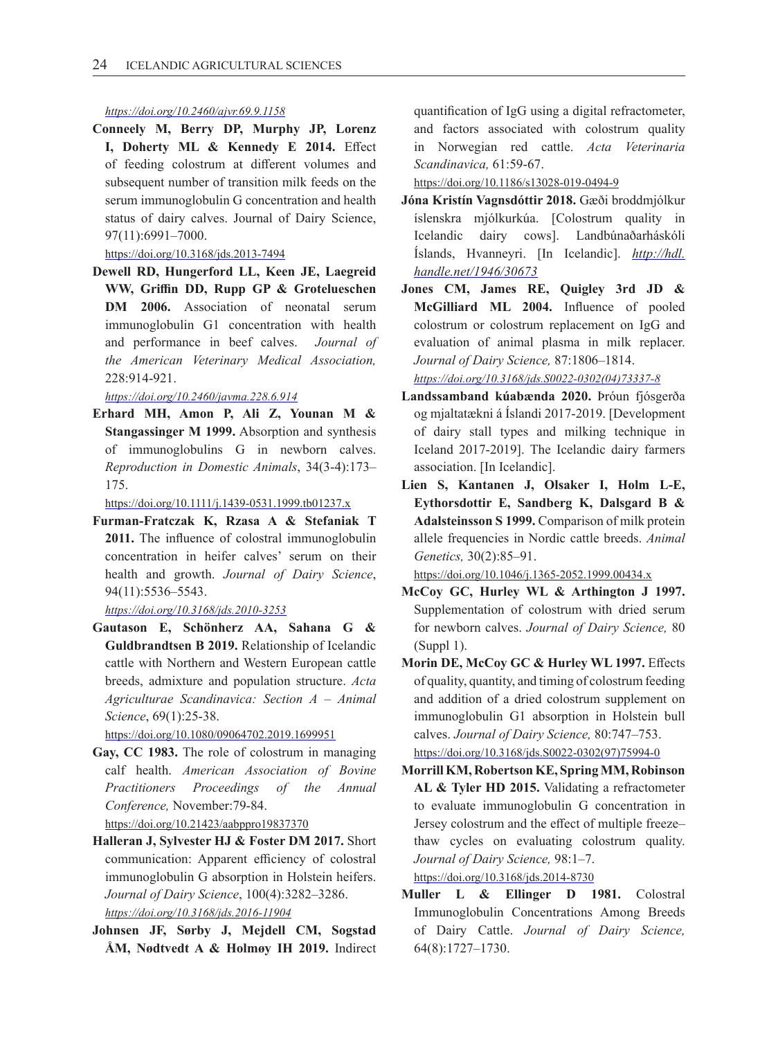https://doi.org/10.2460/ajvr.69.9.1158

**Conneely M, Berry DP, Murphy JP, Lorenz I, Doherty ML & Kennedy E 2014.** Effect of feeding colostrum at different volumes and subsequent number of transition milk feeds on the serum immunoglobulin G concentration and health status of dairy calves. Journal of Dairy Science, 97(11):6991–7000.
https://doi.org/10.3168/jds.2013-7494

**Dewell RD, Hungerford LL, Keen JE, Laegreid WW, Griffin DD, Rupp GP & Grotelueschen DM 2006.** Association of neonatal serum immunoglobulin G1 concentration with health and performance in beef calves. *Journal of the American Veterinary Medical Association,* 228:914-921.
https://doi.org/10.2460/javma.228.6.914

**Erhard MH, Amon P, Ali Z, Younan M & Stangassinger M 1999.** Absorption and synthesis of immunoglobulins G in newborn calves. *Reproduction in Domestic Animals*, 34(3-4):173–175.
https://doi.org/10.1111/j.1439-0531.1999.tb01237.x

**Furman-Fratczak K, Rzasa A & Stefaniak T 2011.** The influence of colostral immunoglobulin concentration in heifer calves' serum on their health and growth. *Journal of Dairy Science*, 94(11):5536–5543.
https://doi.org/10.3168/jds.2010-3253

**Gautason E, Schönherz AA, Sahana G & Guldbrandtsen B 2019.** Relationship of Icelandic cattle with Northern and Western European cattle breeds, admixture and population structure. *Acta Agriculturae Scandinavica: Section A – Animal Science*, 69(1):25-38.
https://doi.org/10.1080/09064702.2019.1699951

**Gay, CC 1983.** The role of colostrum in managing calf health. *American Association of Bovine Practitioners Proceedings of the Annual Conference,* November:79-84.
https://doi.org/10.21423/aabppro19837370

**Halleran J, Sylvester HJ & Foster DM 2017.** Short communication: Apparent efficiency of colostral immunoglobulin G absorption in Holstein heifers. *Journal of Dairy Science*, 100(4):3282–3286.
https://doi.org/10.3168/jds.2016-11904

**Johnsen JF, Sørby J, Mejdell CM, Sogstad ÅM, Nødtvedt A & Holmøy IH 2019.** Indirect quantification of IgG using a digital refractometer, and factors associated with colostrum quality in Norwegian red cattle. *Acta Veterinaria Scandinavica,* 61:59-67.
https://doi.org/10.1186/s13028-019-0494-9

**Jóna Kristín Vagnsdóttir 2018.** Gæði broddmjólkur íslenskra mjólkurkúa. [Colostrum quality in Icelandic dairy cows]. Landbúnaðarháskóli Íslands, Hvanneyri. [In Icelandic]. http://hdl.handle.net/1946/30673

**Jones CM, James RE, Quigley 3rd JD & McGilliard ML 2004.** Influence of pooled colostrum or colostrum replacement on IgG and evaluation of animal plasma in milk replacer. *Journal of Dairy Science,* 87:1806–1814.
https://doi.org/10.3168/jds.S0022-0302(04)73337-8

**Landssamband kúabænda 2020.** Þróun fjósgerða og mjaltatækni á Íslandi 2017-2019. [Development of dairy stall types and milking technique in Iceland 2017-2019]. The Icelandic dairy farmers association. [In Icelandic].

**Lien S, Kantanen J, Olsaker I, Holm L-E, Eythorsdottir E, Sandberg K, Dalsgard B & Adalsteinsson S 1999.** Comparison of milk protein allele frequencies in Nordic cattle breeds. *Animal Genetics,* 30(2):85–91.
https://doi.org/10.1046/j.1365-2052.1999.00434.x

**McCoy GC, Hurley WL & Arthington J 1997.** Supplementation of colostrum with dried serum for newborn calves. *Journal of Dairy Science,* 80 (Suppl 1).

**Morin DE, McCoy GC & Hurley WL 1997.** Effects of quality, quantity, and timing of colostrum feeding and addition of a dried colostrum supplement on immunoglobulin G1 absorption in Holstein bull calves. *Journal of Dairy Science,* 80:747–753.
https://doi.org/10.3168/jds.S0022-0302(97)75994-0

**Morrill KM, Robertson KE, Spring MM, Robinson AL & Tyler HD 2015.** Validating a refractometer to evaluate immunoglobulin G concentration in Jersey colostrum and the effect of multiple freeze–thaw cycles on evaluating colostrum quality. *Journal of Dairy Science,* 98:1–7.
https://doi.org/10.3168/jds.2014-8730

**Muller L & Ellinger D 1981.** Colostral Immunoglobulin Concentrations Among Breeds of Dairy Cattle. *Journal of Dairy Science,* 64(8):1727–1730.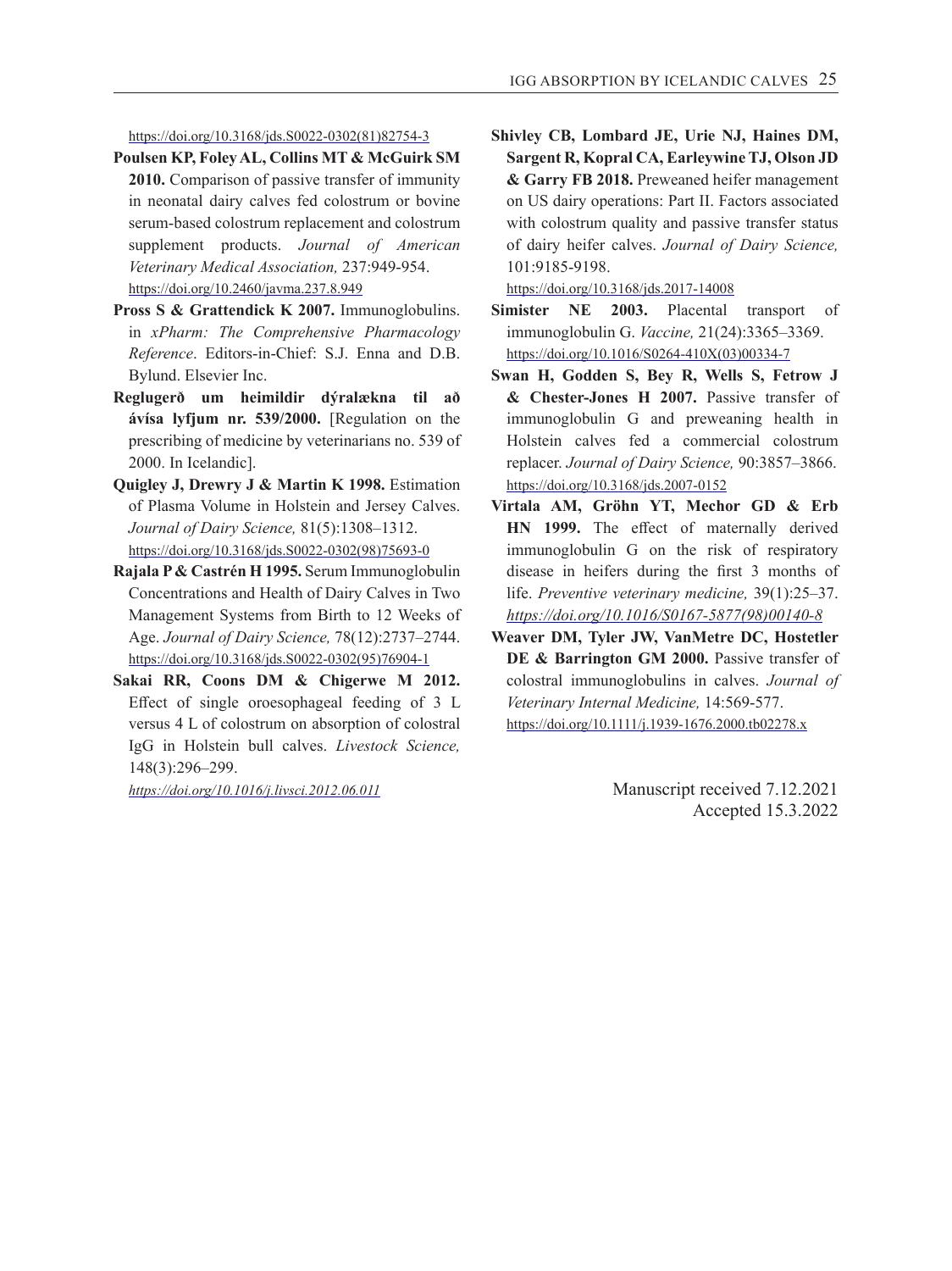https://doi.org/10.3168/jds.S0022-0302(81)82754-3

**Poulsen KP, Foley AL, Collins MT & McGuirk SM 2010.** Comparison of passive transfer of immunity in neonatal dairy calves fed colostrum or bovine serum-based colostrum replacement and colostrum supplement products. *Journal of American Veterinary Medical Association,* 237:949-954. https://doi.org/10.2460/javma.237.8.949

**Pross S & Grattendick K 2007.** Immunoglobulins. in *xPharm: The Comprehensive Pharmacology Reference*. Editors-in-Chief: S.J. Enna and D.B. Bylund. Elsevier Inc.

**Reglugerð um heimildir dýralækna til að ávísa lyfjum nr. 539/2000.** [Regulation on the prescribing of medicine by veterinarians no. 539 of 2000. In Icelandic].

**Quigley J, Drewry J & Martin K 1998.** Estimation of Plasma Volume in Holstein and Jersey Calves. *Journal of Dairy Science,* 81(5):1308–1312. https://doi.org/10.3168/jds.S0022-0302(98)75693-0

**Rajala P & Castrén H 1995.** Serum Immunoglobulin Concentrations and Health of Dairy Calves in Two Management Systems from Birth to 12 Weeks of Age. *Journal of Dairy Science,* 78(12):2737–2744. https://doi.org/10.3168/jds.S0022-0302(95)76904-1

**Sakai RR, Coons DM & Chigerwe M 2012.** Effect of single oroesophageal feeding of 3 L versus 4 L of colostrum on absorption of colostral IgG in Holstein bull calves. *Livestock Science,* 148(3):296–299. *https://doi.org/10.1016/j.livsci.2012.06.011*

**Shivley CB, Lombard JE, Urie NJ, Haines DM, Sargent R, Kopral CA, Earleywine TJ, Olson JD & Garry FB 2018.** Preweaned heifer management on US dairy operations: Part II. Factors associated with colostrum quality and passive transfer status of dairy heifer calves. *Journal of Dairy Science,* 101:9185-9198. https://doi.org/10.3168/jds.2017-14008

**Simister NE 2003.** Placental transport of immunoglobulin G. *Vaccine,* 21(24):3365–3369. https://doi.org/10.1016/S0264-410X(03)00334-7

**Swan H, Godden S, Bey R, Wells S, Fetrow J & Chester-Jones H 2007.** Passive transfer of immunoglobulin G and preweaning health in Holstein calves fed a commercial colostrum replacer. *Journal of Dairy Science,* 90:3857–3866. https://doi.org/10.3168/jds.2007-0152

**Virtala AM, Gröhn YT, Mechor GD & Erb HN 1999.** The effect of maternally derived immunoglobulin G on the risk of respiratory disease in heifers during the first 3 months of life. *Preventive veterinary medicine,* 39(1):25–37. *https://doi.org/10.1016/S0167-5877(98)00140-8*

**Weaver DM, Tyler JW, VanMetre DC, Hostetler DE & Barrington GM 2000.** Passive transfer of colostral immunoglobulins in calves. *Journal of Veterinary Internal Medicine,* 14:569-577. https://doi.org/10.1111/j.1939-1676.2000.tb02278.x

Manuscript received 7.12.2021
Accepted 15.3.2022